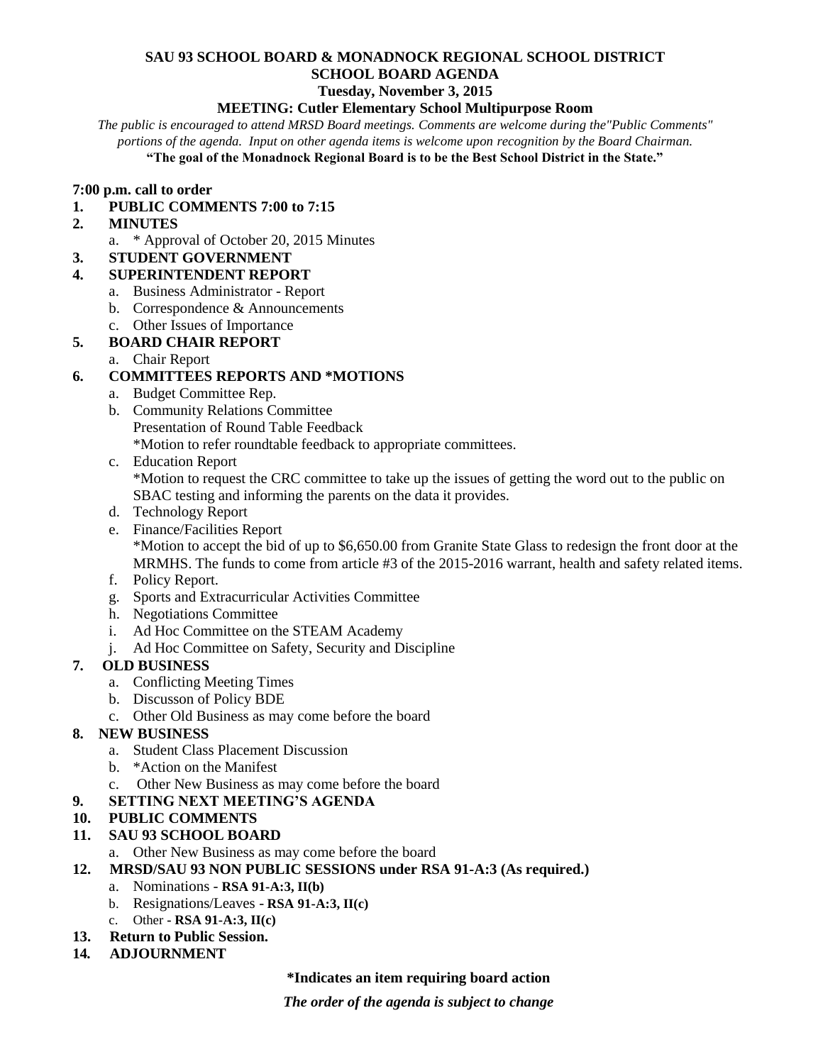# SAU 93 SCHOOL BOARD & MONADNOCK REGIONAL SCHOOL DISTRICT
## SCHOOL BOARD AGENDA
### Tuesday, November 3, 2015
### MEETING: Cutler Elementary School Multipurpose Room

*The public is encouraged to attend MRSD Board meetings. Comments are welcome during the"Public Comments" portions of the agenda. Input on other agenda items is welcome upon recognition by the Board Chairman.*

**"The goal of the Monadnock Regional Board is to be the Best School District in the State."**

**7:00 p.m. call to order**

1. **PUBLIC COMMENTS 7:00 to 7:15**
2. **MINUTES**
   a. * Approval of October 20, 2015 Minutes
3. **STUDENT GOVERNMENT**
4. **SUPERINTENDENT REPORT**
   a. Business Administrator - Report
   b. Correspondence & Announcements
   c. Other Issues of Importance
5. **BOARD CHAIR REPORT**
   a. Chair Report
6. **COMMITTEES REPORTS AND *MOTIONS**
   a. Budget Committee Rep.
   b. Community Relations Committee
      Presentation of Round Table Feedback
      *Motion to refer roundtable feedback to appropriate committees.
   c. Education Report
      *Motion to request the CRC committee to take up the issues of getting the word out to the public on SBAC testing and informing the parents on the data it provides.
   d. Technology Report
   e. Finance/Facilities Report
      *Motion to accept the bid of up to $6,650.00 from Granite State Glass to redesign the front door at the MRMHS. The funds to come from article #3 of the 2015-2016 warrant, health and safety related items.
   f. Policy Report.
   g. Sports and Extracurricular Activities Committee
   h. Negotiations Committee
   i. Ad Hoc Committee on the STEAM Academy
   j. Ad Hoc Committee on Safety, Security and Discipline
7. **OLD BUSINESS**
   a. Conflicting Meeting Times
   b. Discusson of Policy BDE
   c. Other Old Business as may come before the board
8. **NEW BUSINESS**
   a. Student Class Placement Discussion
   b. *Action on the Manifest
   c. Other New Business as may come before the board
9. **SETTING NEXT MEETING'S AGENDA**
10. **PUBLIC COMMENTS**
11. **SAU 93 SCHOOL BOARD**
    a. Other New Business as may come before the board
12. **MRSD/SAU 93 NON PUBLIC SESSIONS under RSA 91-A:3 (As required.)**
    a. Nominations - **RSA 91-A:3, II(b)**
    b. Resignations/Leaves - **RSA 91-A:3, II(c)**
    c. Other - **RSA 91-A:3, II(c)**
13. **Return to Public Session.**
14. **ADJOURNMENT**

**\*Indicates an item requiring board action**

***The order of the agenda is subject to change***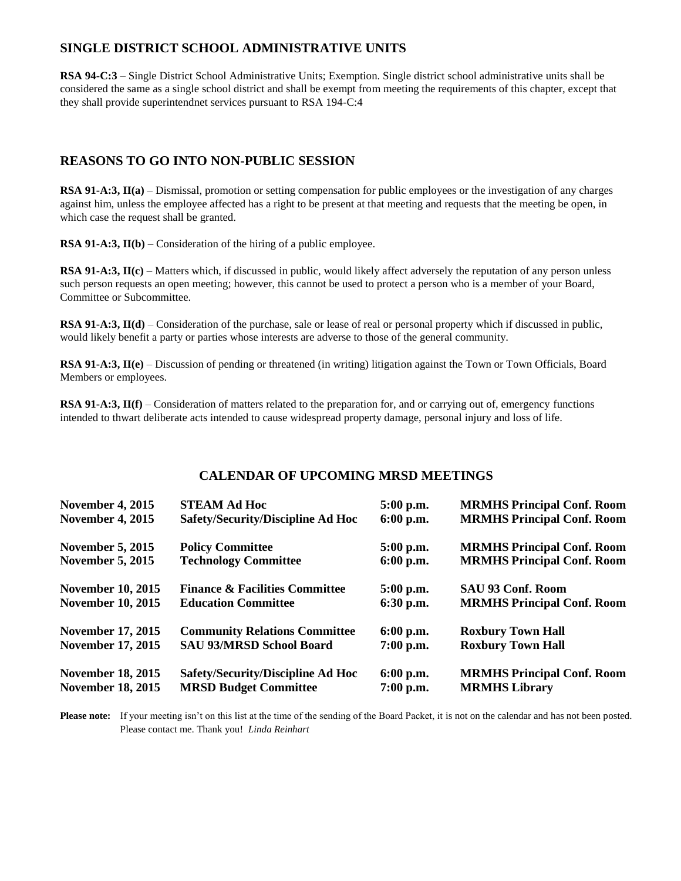## SINGLE DISTRICT SCHOOL ADMINISTRATIVE UNITS

**RSA 94-C:3** – Single District School Administrative Units; Exemption. Single district school administrative units shall be considered the same as a single school district and shall be exempt from meeting the requirements of this chapter, except that they shall provide superintendnet services pursuant to RSA 194-C:4

## REASONS TO GO INTO NON-PUBLIC SESSION

**RSA 91-A:3, II(a)** – Dismissal, promotion or setting compensation for public employees or the investigation of any charges against him, unless the employee affected has a right to be present at that meeting and requests that the meeting be open, in which case the request shall be granted.

**RSA 91-A:3, II(b)** – Consideration of the hiring of a public employee.

**RSA 91-A:3, II(c)** – Matters which, if discussed in public, would likely affect adversely the reputation of any person unless such person requests an open meeting; however, this cannot be used to protect a person who is a member of your Board, Committee or Subcommittee.

**RSA 91-A:3, II(d)** – Consideration of the purchase, sale or lease of real or personal property which if discussed in public, would likely benefit a party or parties whose interests are adverse to those of the general community.

**RSA 91-A:3, II(e)** – Discussion of pending or threatened (in writing) litigation against the Town or Town Officials, Board Members or employees.

**RSA 91-A:3, II(f)** – Consideration of matters related to the preparation for, and or carrying out of, emergency functions intended to thwart deliberate acts intended to cause widespread property damage, personal injury and loss of life.

## CALENDAR OF UPCOMING MRSD MEETINGS

| | | | |
|---|---|---|---|
| **November 4, 2015** | **STEAM Ad Hoc** | **5:00 p.m.** | **MRMHS Principal Conf. Room** |
| **November 4, 2015** | **Safety/Security/Discipline Ad Hoc** | **6:00 p.m.** | **MRMHS Principal Conf. Room** |
| **November 5, 2015** | **Policy Committee** | **5:00 p.m.** | **MRMHS Principal Conf. Room** |
| **November 5, 2015** | **Technology Committee** | **6:00 p.m.** | **MRMHS Principal Conf. Room** |
| **November 10, 2015** | **Finance & Facilities Committee** | **5:00 p.m.** | **SAU 93 Conf. Room** |
| **November 10, 2015** | **Education Committee** | **6:30 p.m.** | **MRMHS Principal Conf. Room** |
| **November 17, 2015** | **Community Relations Committee** | **6:00 p.m.** | **Roxbury Town Hall** |
| **November 17, 2015** | **SAU 93/MRSD School Board** | **7:00 p.m.** | **Roxbury Town Hall** |
| **November 18, 2015** | **Safety/Security/Discipline Ad Hoc** | **6:00 p.m.** | **MRMHS Principal Conf. Room** |
| **November 18, 2015** | **MRSD Budget Committee** | **7:00 p.m.** | **MRMHS Library** |

**Please note:** If your meeting isn't on this list at the time of the sending of the Board Packet, it is not on the calendar and has not been posted. Please contact me. Thank you! *Linda Reinhart*